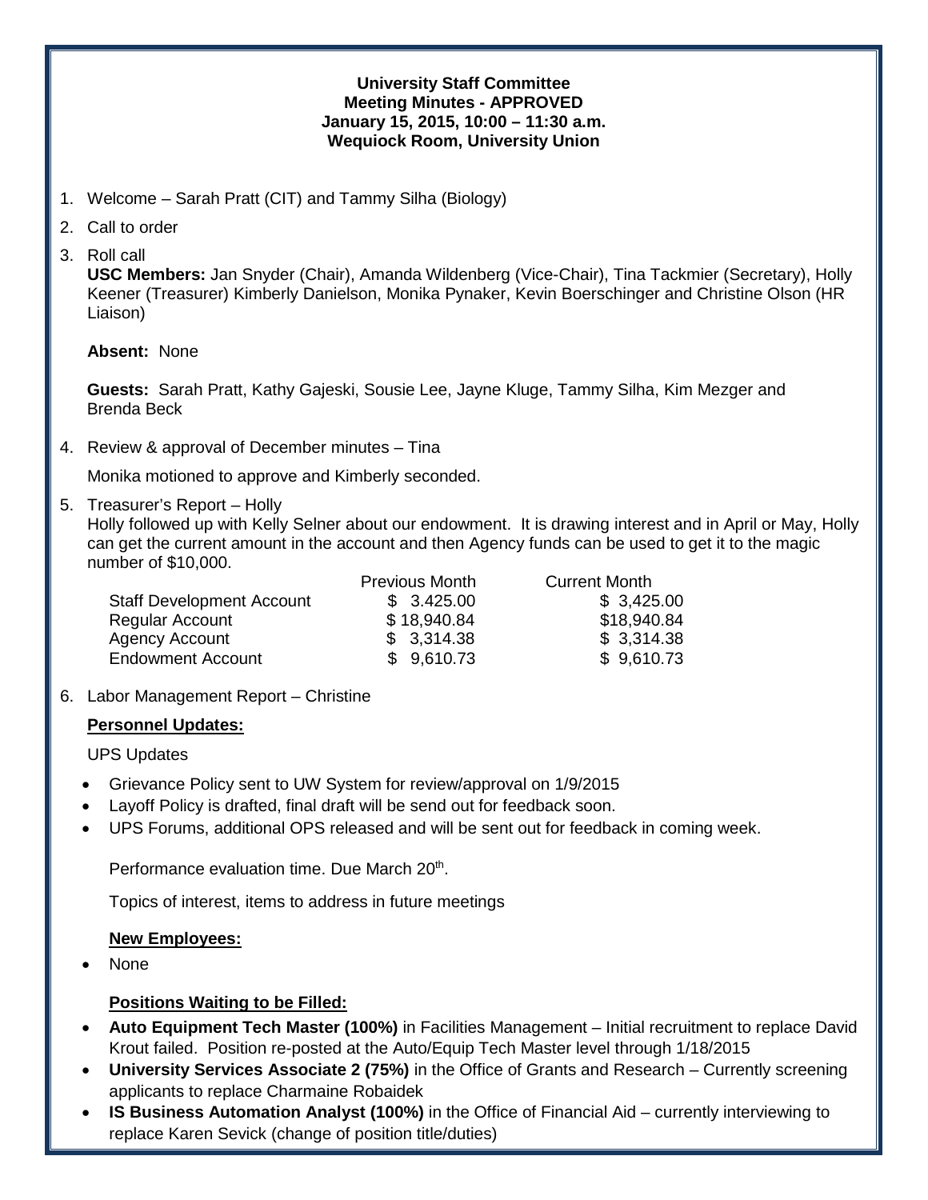**University Staff Committee**
**Meeting Minutes - APPROVED**
**January 15, 2015, 10:00 – 11:30 a.m.**
**Wequiock Room, University Union**

1. Welcome – Sarah Pratt (CIT) and Tammy Silha (Biology)
2. Call to order
3. Roll call
   **USC Members:** Jan Snyder (Chair), Amanda Wildenberg (Vice-Chair), Tina Tackmier (Secretary), Holly Keener (Treasurer) Kimberly Danielson, Monika Pynaker, Kevin Boerschinger and Christine Olson (HR Liaison)

   **Absent:** None

   **Guests:** Sarah Pratt, Kathy Gajeski, Sousie Lee, Jayne Kluge, Tammy Silha, Kim Mezger and Brenda Beck

4. Review & approval of December minutes – Tina

   Monika motioned to approve and Kimberly seconded.

5. Treasurer's Report – Holly
   Holly followed up with Kelly Selner about our endowment. It is drawing interest and in April or May, Holly can get the current amount in the account and then Agency funds can be used to get it to the magic number of $10,000.

| | Previous Month | Current Month |
|---|---|---|
| Staff Development Account | $ 3.425.00 | $ 3,425.00 |
| Regular Account | $ 18,940.84 | $18,940.84 |
| Agency Account | $ 3,314.38 | $ 3,314.38 |
| Endowment Account | $ 9,610.73 | $ 9,610.73 |

6. Labor Management Report – Christine

   **Personnel Updates:**

   UPS Updates

   - Grievance Policy sent to UW System for review/approval on 1/9/2015
   - Layoff Policy is drafted, final draft will be send out for feedback soon.
   - UPS Forums, additional OPS released and will be sent out for feedback in coming week.

   Performance evaluation time. Due March 20th.

   Topics of interest, items to address in future meetings

   **New Employees:**

   - None

   **Positions Waiting to be Filled:**

   - **Auto Equipment Tech Master (100%)** in Facilities Management – Initial recruitment to replace David Krout failed. Position re-posted at the Auto/Equip Tech Master level through 1/18/2015
   - **University Services Associate 2 (75%)** in the Office of Grants and Research – Currently screening applicants to replace Charmaine Robaidek
   - **IS Business Automation Analyst (100%)** in the Office of Financial Aid – currently interviewing to replace Karen Sevick (change of position title/duties)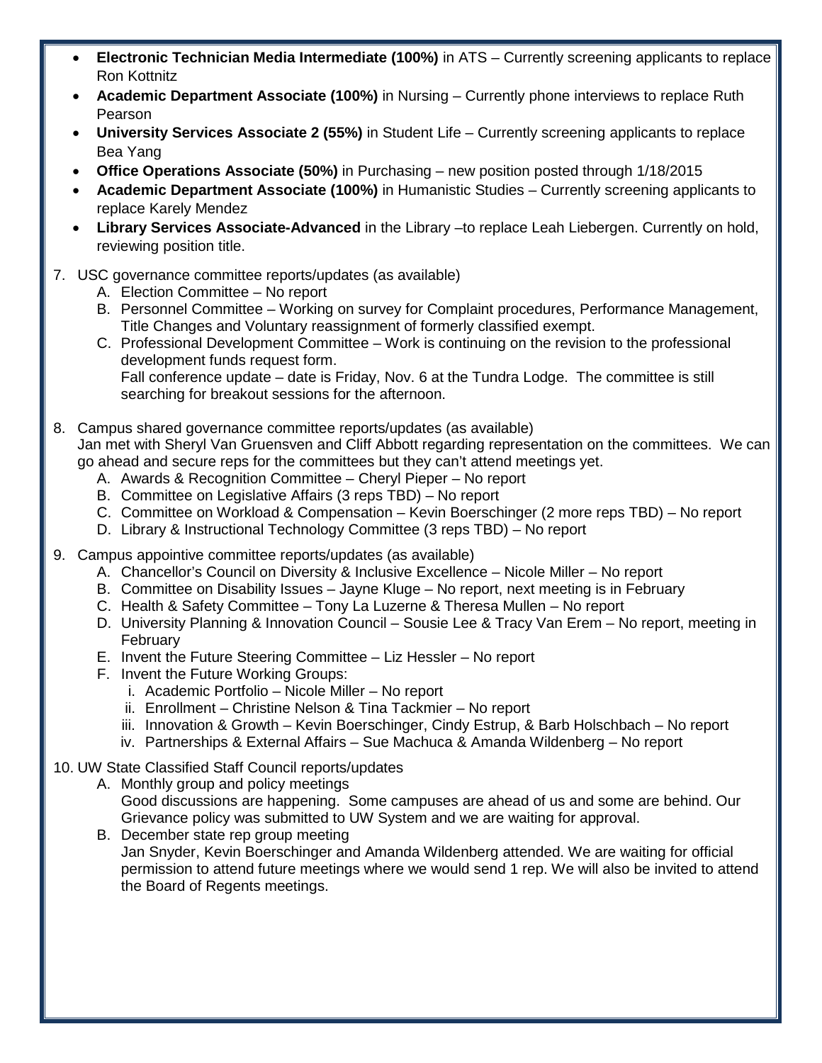- **Electronic Technician Media Intermediate (100%)** in ATS – Currently screening applicants to replace Ron Kottnitz
- **Academic Department Associate (100%)** in Nursing – Currently phone interviews to replace Ruth Pearson
- **University Services Associate 2 (55%)** in Student Life – Currently screening applicants to replace Bea Yang
- **Office Operations Associate (50%)** in Purchasing – new position posted through 1/18/2015
- **Academic Department Associate (100%)** in Humanistic Studies – Currently screening applicants to replace Karely Mendez
- **Library Services Associate-Advanced** in the Library –to replace Leah Liebergen. Currently on hold, reviewing position title.

7. USC governance committee reports/updates (as available)
   A. Election Committee – No report
   B. Personnel Committee – Working on survey for Complaint procedures, Performance Management, Title Changes and Voluntary reassignment of formerly classified exempt.
   C. Professional Development Committee – Work is continuing on the revision to the professional development funds request form.
      Fall conference update – date is Friday, Nov. 6 at the Tundra Lodge. The committee is still searching for breakout sessions for the afternoon.

8. Campus shared governance committee reports/updates (as available)
   Jan met with Sheryl Van Gruensven and Cliff Abbott regarding representation on the committees. We can go ahead and secure reps for the committees but they can't attend meetings yet.
   A. Awards & Recognition Committee – Cheryl Pieper – No report
   B. Committee on Legislative Affairs (3 reps TBD) – No report
   C. Committee on Workload & Compensation – Kevin Boerschinger (2 more reps TBD) – No report
   D. Library & Instructional Technology Committee (3 reps TBD) – No report

9. Campus appointive committee reports/updates (as available)
   A. Chancellor's Council on Diversity & Inclusive Excellence – Nicole Miller – No report
   B. Committee on Disability Issues – Jayne Kluge – No report, next meeting is in February
   C. Health & Safety Committee – Tony La Luzerne & Theresa Mullen – No report
   D. University Planning & Innovation Council – Sousie Lee & Tracy Van Erem – No report, meeting in February
   E. Invent the Future Steering Committee – Liz Hessler – No report
   F. Invent the Future Working Groups:
      i. Academic Portfolio – Nicole Miller – No report
      ii. Enrollment – Christine Nelson & Tina Tackmier – No report
      iii. Innovation & Growth – Kevin Boerschinger, Cindy Estrup, & Barb Holschbach – No report
      iv. Partnerships & External Affairs – Sue Machuca & Amanda Wildenberg – No report

10. UW State Classified Staff Council reports/updates
    A. Monthly group and policy meetings
       Good discussions are happening. Some campuses are ahead of us and some are behind. Our Grievance policy was submitted to UW System and we are waiting for approval.
    B. December state rep group meeting
       Jan Snyder, Kevin Boerschinger and Amanda Wildenberg attended. We are waiting for official permission to attend future meetings where we would send 1 rep. We will also be invited to attend the Board of Regents meetings.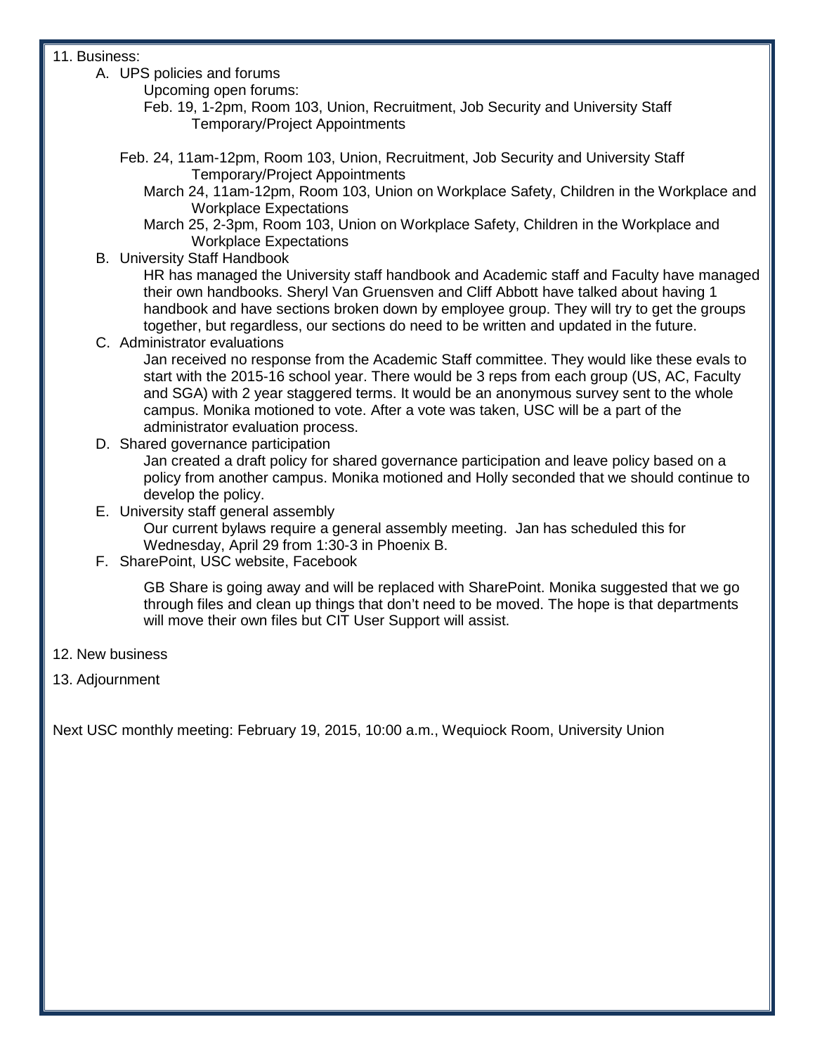11. Business:

A. UPS policies and forums

Upcoming open forums:

Feb. 19, 1-2pm, Room 103, Union, Recruitment, Job Security and University Staff Temporary/Project Appointments

Feb. 24, 11am-12pm, Room 103, Union, Recruitment, Job Security and University Staff Temporary/Project Appointments

March 24, 11am-12pm, Room 103, Union on Workplace Safety, Children in the Workplace and Workplace Expectations

March 25, 2-3pm, Room 103, Union on Workplace Safety, Children in the Workplace and Workplace Expectations

B. University Staff Handbook

HR has managed the University staff handbook and Academic staff and Faculty have managed their own handbooks. Sheryl Van Gruensven and Cliff Abbott have talked about having 1 handbook and have sections broken down by employee group. They will try to get the groups together, but regardless, our sections do need to be written and updated in the future.

C. Administrator evaluations

Jan received no response from the Academic Staff committee. They would like these evals to start with the 2015-16 school year. There would be 3 reps from each group (US, AC, Faculty and SGA) with 2 year staggered terms. It would be an anonymous survey sent to the whole campus. Monika motioned to vote. After a vote was taken, USC will be a part of the administrator evaluation process.

D. Shared governance participation

Jan created a draft policy for shared governance participation and leave policy based on a policy from another campus. Monika motioned and Holly seconded that we should continue to develop the policy.

E. University staff general assembly

Our current bylaws require a general assembly meeting. Jan has scheduled this for Wednesday, April 29 from 1:30-3 in Phoenix B.

F. SharePoint, USC website, Facebook

GB Share is going away and will be replaced with SharePoint. Monika suggested that we go through files and clean up things that don't need to be moved. The hope is that departments will move their own files but CIT User Support will assist.

12. New business

13. Adjournment

Next USC monthly meeting: February 19, 2015, 10:00 a.m., Wequiock Room, University Union